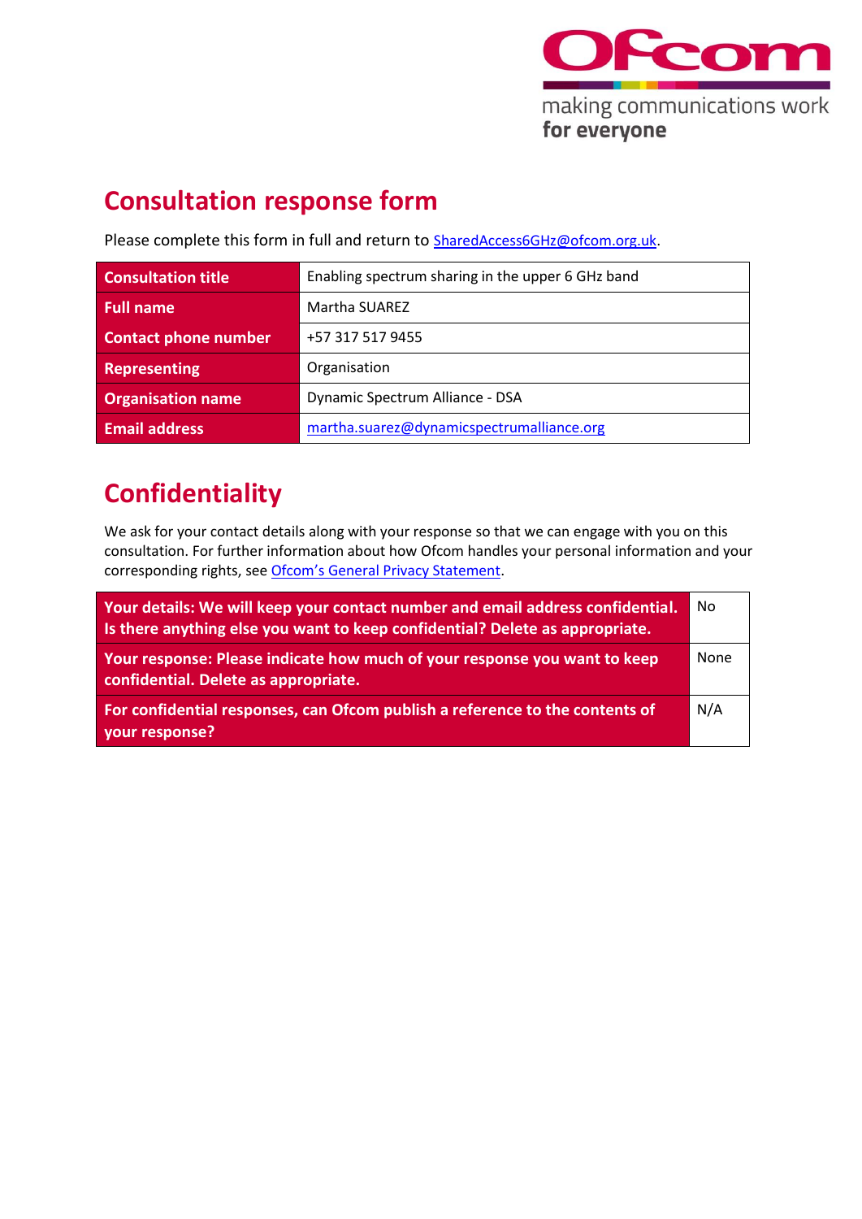# Consultation response form

Please complete this form in full and return to SharedAccess6GHz@ofcom.org.uk.

| | |
|---|---|
| **Consultation title** | Enabling spectrum sharing in the upper 6 GHz band |
| **Full name** | Martha SUAREZ |
| **Contact phone number** | +57 317 517 9455 |
| **Representing** | Organisation |
| **Organisation name** | Dynamic Spectrum Alliance - DSA |
| **Email address** | martha.suarez@dynamicspectrumalliance.org |

# Confidentiality

We ask for your contact details along with your response so that we can engage with you on this consultation. For further information about how Ofcom handles your personal information and your corresponding rights, see Ofcom's General Privacy Statement.

| | |
|---|---|
| **Your details: We will keep your contact number and email address confidential. Is there anything else you want to keep confidential? Delete as appropriate.** | No |
| **Your response: Please indicate how much of your response you want to keep confidential. Delete as appropriate.** | None |
| **For confidential responses, can Ofcom publish a reference to the contents of your response?** | N/A |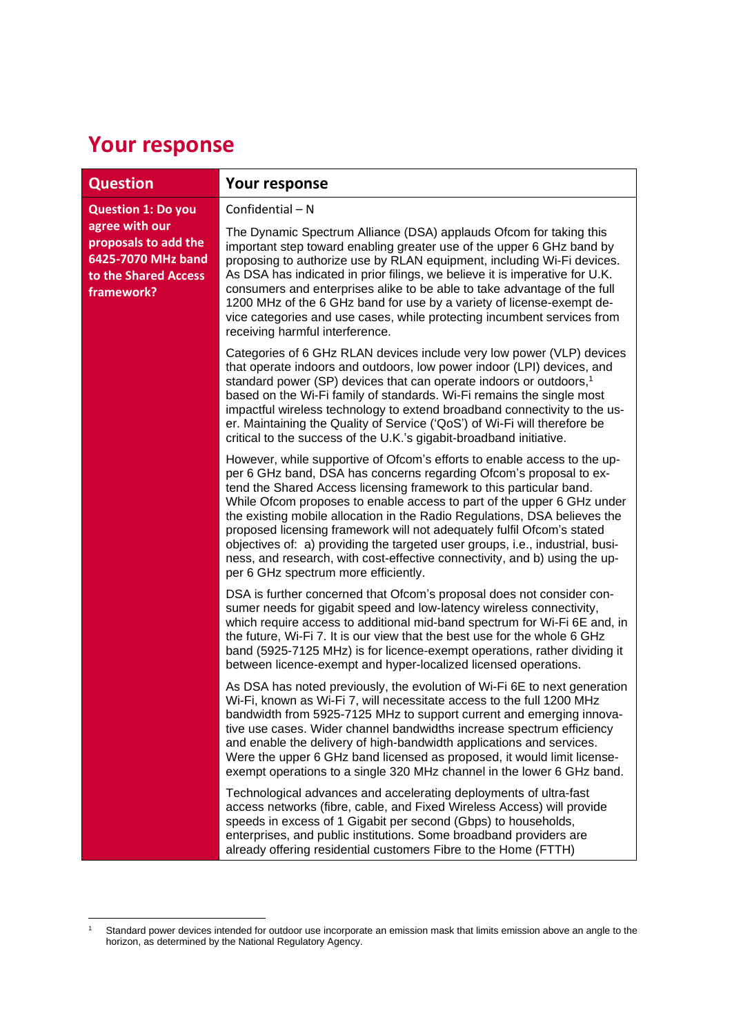## Your response

| Question | Your response |
|---|---|
| **Question 1: Do you agree with our proposals to add the 6425-7070 MHz band to the Shared Access framework?** | Confidential – N<br><br>The Dynamic Spectrum Alliance (DSA) applauds Ofcom for taking this important step toward enabling greater use of the upper 6 GHz band by proposing to authorize use by RLAN equipment, including Wi-Fi devices. As DSA has indicated in prior filings, we believe it is imperative for U.K. consumers and enterprises alike to be able to take advantage of the full 1200 MHz of the 6 GHz band for use by a variety of license-exempt device categories and use cases, while protecting incumbent services from receiving harmful interference.<br><br>Categories of 6 GHz RLAN devices include very low power (VLP) devices that operate indoors and outdoors, low power indoor (LPI) devices, and standard power (SP) devices that can operate indoors or outdoors,[1] based on the Wi-Fi family of standards. Wi-Fi remains the single most impactful wireless technology to extend broadband connectivity to the user. Maintaining the Quality of Service ('QoS') of Wi-Fi will therefore be critical to the success of the U.K.'s gigabit-broadband initiative.<br><br>However, while supportive of Ofcom's efforts to enable access to the upper 6 GHz band, DSA has concerns regarding Ofcom's proposal to extend the Shared Access licensing framework to this particular band. While Ofcom proposes to enable access to part of the upper 6 GHz under the existing mobile allocation in the Radio Regulations, DSA believes the proposed licensing framework will not adequately fulfil Ofcom's stated objectives of: a) providing the targeted user groups, i.e., industrial, business, and research, with cost-effective connectivity, and b) using the upper 6 GHz spectrum more efficiently.<br><br>DSA is further concerned that Ofcom's proposal does not consider consumer needs for gigabit speed and low-latency wireless connectivity, which require access to additional mid-band spectrum for Wi-Fi 6E and, in the future, Wi-Fi 7. It is our view that the best use for the whole 6 GHz band (5925-7125 MHz) is for licence-exempt operations, rather dividing it between licence-exempt and hyper-localized licensed operations.<br><br>As DSA has noted previously, the evolution of Wi-Fi 6E to next generation Wi-Fi, known as Wi-Fi 7, will necessitate access to the full 1200 MHz bandwidth from 5925-7125 MHz to support current and emerging innovative use cases. Wider channel bandwidths increase spectrum efficiency and enable the delivery of high-bandwidth applications and services. Were the upper 6 GHz band licensed as proposed, it would limit license-exempt operations to a single 320 MHz channel in the lower 6 GHz band.<br><br>Technological advances and accelerating deployments of ultra-fast access networks (fibre, cable, and Fixed Wireless Access) will provide speeds in excess of 1 Gigabit per second (Gbps) to households, enterprises, and public institutions. Some broadband providers are already offering residential customers Fibre to the Home (FTTH) |

[1] Standard power devices intended for outdoor use incorporate an emission mask that limits emission above an angle to the horizon, as determined by the National Regulatory Agency.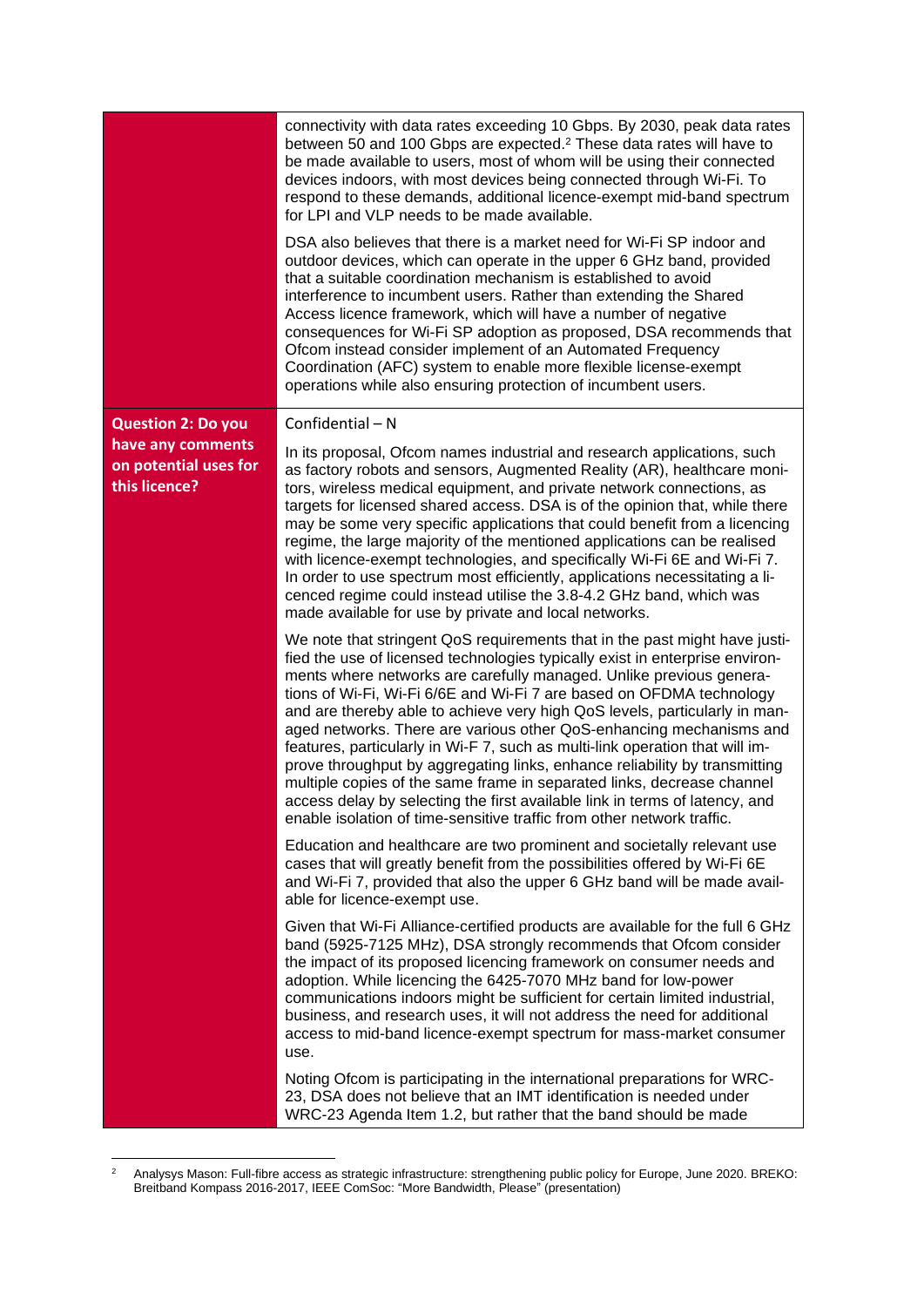| | |
|---|---|
| | connectivity with data rates exceeding 10 Gbps. By 2030, peak data rates between 50 and 100 Gbps are expected.[2] These data rates will have to be made available to users, most of whom will be using their connected devices indoors, with most devices being connected through Wi-Fi. To respond to these demands, additional licence-exempt mid-band spectrum for LPI and VLP needs to be made available.<br><br>DSA also believes that there is a market need for Wi-Fi SP indoor and outdoor devices, which can operate in the upper 6 GHz band, provided that a suitable coordination mechanism is established to avoid interference to incumbent users. Rather than extending the Shared Access licence framework, which will have a number of negative consequences for Wi-Fi SP adoption as proposed, DSA recommends that Ofcom instead consider implement of an Automated Frequency Coordination (AFC) system to enable more flexible license-exempt operations while also ensuring protection of incumbent users. |
| **Question 2: Do you have any comments on potential uses for this licence?** | Confidential – N<br><br>In its proposal, Ofcom names industrial and research applications, such as factory robots and sensors, Augmented Reality (AR), healthcare monitors, wireless medical equipment, and private network connections, as targets for licensed shared access. DSA is of the opinion that, while there may be some very specific applications that could benefit from a licencing regime, the large majority of the mentioned applications can be realised with licence-exempt technologies, and specifically Wi-Fi 6E and Wi-Fi 7. In order to use spectrum most efficiently, applications necessitating a licenced regime could instead utilise the 3.8-4.2 GHz band, which was made available for use by private and local networks.<br><br>We note that stringent QoS requirements that in the past might have justified the use of licensed technologies typically exist in enterprise environments where networks are carefully managed. Unlike previous generations of Wi-Fi, Wi-Fi 6/6E and Wi-Fi 7 are based on OFDMA technology and are thereby able to achieve very high QoS levels, particularly in managed networks. There are various other QoS-enhancing mechanisms and features, particularly in Wi-F 7, such as multi-link operation that will improve throughput by aggregating links, enhance reliability by transmitting multiple copies of the same frame in separated links, decrease channel access delay by selecting the first available link in terms of latency, and enable isolation of time-sensitive traffic from other network traffic.<br><br>Education and healthcare are two prominent and societally relevant use cases that will greatly benefit from the possibilities offered by Wi-Fi 6E and Wi-Fi 7, provided that also the upper 6 GHz band will be made available for licence-exempt use.<br><br>Given that Wi-Fi Alliance-certified products are available for the full 6 GHz band (5925-7125 MHz), DSA strongly recommends that Ofcom consider the impact of its proposed licencing framework on consumer needs and adoption. While licencing the 6425-7070 MHz band for low-power communications indoors might be sufficient for certain limited industrial, business, and research uses, it will not address the need for additional access to mid-band licence-exempt spectrum for mass-market consumer use.<br><br>Noting Ofcom is participating in the international preparations for WRC-23, DSA does not believe that an IMT identification is needed under WRC-23 Agenda Item 1.2, but rather that the band should be made |

[2] Analysys Mason: Full-fibre access as strategic infrastructure: strengthening public policy for Europe, June 2020. BREKO: Breitband Kompass 2016-2017, IEEE ComSoc: "More Bandwidth, Please" (presentation)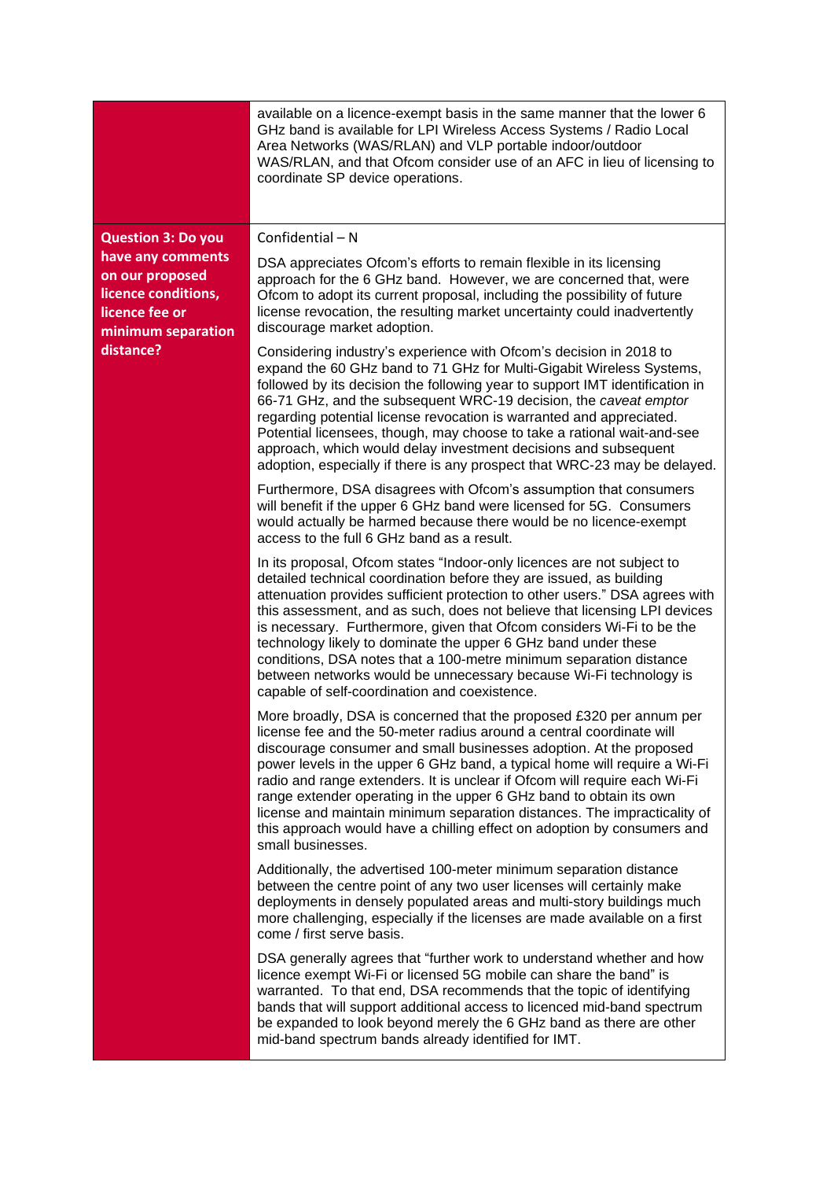| | |
|---|---|
| | available on a licence-exempt basis in the same manner that the lower 6 GHz band is available for LPI Wireless Access Systems / Radio Local Area Networks (WAS/RLAN) and VLP portable indoor/outdoor WAS/RLAN, and that Ofcom consider use of an AFC in lieu of licensing to coordinate SP device operations. |
| **Question 3: Do you have any comments on our proposed licence conditions, licence fee or minimum separation distance?** | Confidential – N<br><br>DSA appreciates Ofcom's efforts to remain flexible in its licensing approach for the 6 GHz band. However, we are concerned that, were Ofcom to adopt its current proposal, including the possibility of future license revocation, the resulting market uncertainty could inadvertently discourage market adoption.<br><br>Considering industry's experience with Ofcom's decision in 2018 to expand the 60 GHz band to 71 GHz for Multi-Gigabit Wireless Systems, followed by its decision the following year to support IMT identification in 66-71 GHz, and the subsequent WRC-19 decision, the *caveat emptor* regarding potential license revocation is warranted and appreciated. Potential licensees, though, may choose to take a rational wait-and-see approach, which would delay investment decisions and subsequent adoption, especially if there is any prospect that WRC-23 may be delayed.<br><br>Furthermore, DSA disagrees with Ofcom's assumption that consumers will benefit if the upper 6 GHz band were licensed for 5G. Consumers would actually be harmed because there would be no licence-exempt access to the full 6 GHz band as a result.<br><br>In its proposal, Ofcom states "Indoor-only licences are not subject to detailed technical coordination before they are issued, as building attenuation provides sufficient protection to other users." DSA agrees with this assessment, and as such, does not believe that licensing LPI devices is necessary. Furthermore, given that Ofcom considers Wi-Fi to be the technology likely to dominate the upper 6 GHz band under these conditions, DSA notes that a 100-metre minimum separation distance between networks would be unnecessary because Wi-Fi technology is capable of self-coordination and coexistence.<br><br>More broadly, DSA is concerned that the proposed £320 per annum per license fee and the 50-meter radius around a central coordinate will discourage consumer and small businesses adoption. At the proposed power levels in the upper 6 GHz band, a typical home will require a Wi-Fi radio and range extenders. It is unclear if Ofcom will require each Wi-Fi range extender operating in the upper 6 GHz band to obtain its own license and maintain minimum separation distances. The impracticality of this approach would have a chilling effect on adoption by consumers and small businesses.<br><br>Additionally, the advertised 100-meter minimum separation distance between the centre point of any two user licenses will certainly make deployments in densely populated areas and multi-story buildings much more challenging, especially if the licenses are made available on a first come / first serve basis.<br><br>DSA generally agrees that "further work to understand whether and how licence exempt Wi-Fi or licensed 5G mobile can share the band" is warranted. To that end, DSA recommends that the topic of identifying bands that will support additional access to licenced mid-band spectrum be expanded to look beyond merely the 6 GHz band as there are other mid-band spectrum bands already identified for IMT. |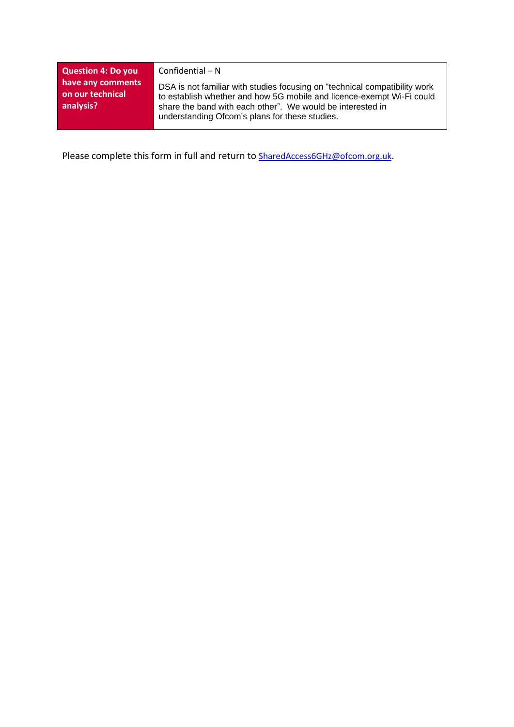| | |
|---|---|
| **Question 4: Do you have any comments on our technical analysis?** | Confidential – N<br><br>DSA is not familiar with studies focusing on "technical compatibility work to establish whether and how 5G mobile and licence-exempt Wi-Fi could share the band with each other". We would be interested in understanding Ofcom's plans for these studies. |

Please complete this form in full and return to [SharedAccess6GHz@ofcom.org.uk](mailto:SharedAccess6GHz@ofcom.org.uk).